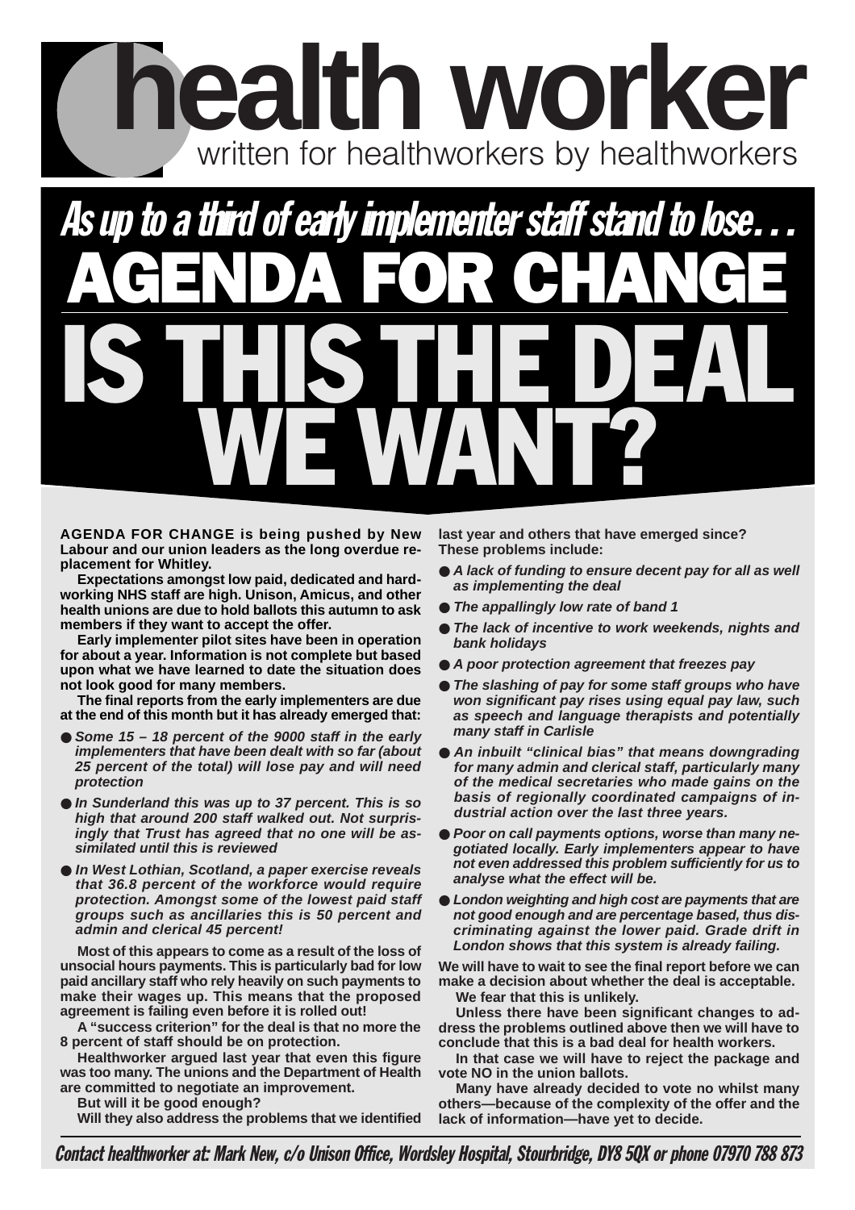# health worker

written for healthworkers by healthworkers

## *As up to a third of early implementer staff stand to lose...*

# AGENDA FOR CHANGE

# IS THIS THE DEAL WE WANT?

**AGENDA FOR CHANGE is being pushed by New Labour and our union leaders as the long overdue replacement for Whitley.**

**Expectations amongst low paid, dedicated and hard-working NHS staff are high. Unison, Amicus, and other health unions are due to hold ballots this autumn to ask members if they want to accept the offer.**

**Early implementer pilot sites have been in operation for about a year. Information is not complete but based upon what we have learned to date the situation does not look good for many members.**

**The final reports from the early implementers are due at the end of this month but it has already emerged that:**

- ***Some 15 – 18 percent of the 9000 staff in the early implementers that have been dealt with so far (about 25 percent of the total) will lose pay and will need protection***
- ***In Sunderland this was up to 37 percent. This is so high that around 200 staff walked out. Not surprisingly that Trust has agreed that no one will be assimilated until this is reviewed***
- ***In West Lothian, Scotland, a paper exercise reveals that 36.8 percent of the workforce would require protection. Amongst some of the lowest paid staff groups such as ancillaries this is 50 percent and admin and clerical 45 percent!***

**Most of this appears to come as a result of the loss of unsocial hours payments. This is particularly bad for low paid ancillary staff who rely heavily on such payments to make their wages up. This means that the proposed agreement is failing even before it is rolled out!**

**A "success criterion" for the deal is that no more the 8 percent of staff should be on protection.**

**Healthworker argued last year that even this figure was too many. The unions and the Department of Health are committed to negotiate an improvement.**

**But will it be good enough?**

**Will they also address the problems that we identified last year and others that have emerged since? These problems include:**

- ***A lack of funding to ensure decent pay for all as well as implementing the deal***
- ***The appallingly low rate of band 1***
- ***The lack of incentive to work weekends, nights and bank holidays***
- ***A poor protection agreement that freezes pay***
- ***The slashing of pay for some staff groups who have won significant pay rises using equal pay law, such as speech and language therapists and potentially many staff in Carlisle***
- ***An inbuilt "clinical bias" that means downgrading for many admin and clerical staff, particularly many of the medical secretaries who made gains on the basis of regionally coordinated campaigns of industrial action over the last three years.***
- ***Poor on call payments options, worse than many negotiated locally. Early implementers appear to have not even addressed this problem sufficiently for us to analyse what the effect will be.***
- ***London weighting and high cost are payments that are not good enough and are percentage based, thus discriminating against the lower paid. Grade drift in London shows that this system is already failing.***

**We will have to wait to see the final report before we can make a decision about whether the deal is acceptable.**

**We fear that this is unlikely.**

**Unless there have been significant changes to address the problems outlined above then we will have to conclude that this is a bad deal for health workers.**

**In that case we will have to reject the package and vote NO in the union ballots.**

**Many have already decided to vote no whilst many others—because of the complexity of the offer and the lack of information—have yet to decide.**

***Contact healthworker at: Mark New, c/o Unison Office, Wordsley Hospital, Stourbridge, DY8 5QX or phone 07970 788 873***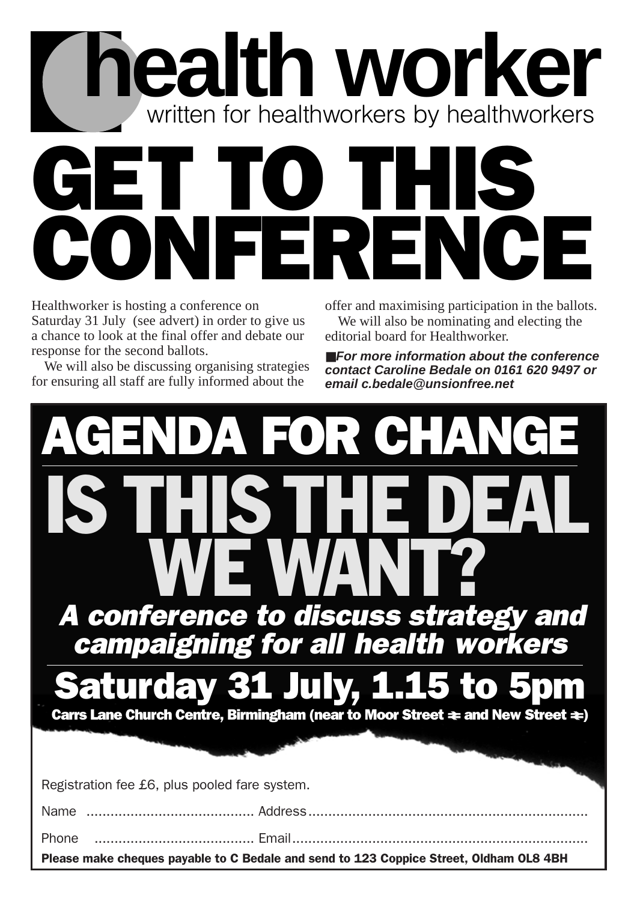# health worker

written for healthworkers by healthworkers

# GET TO THIS CONFERENCE

Healthworker is hosting a conference on Saturday 31 July (see advert) in order to give us a chance to look at the final offer and debate our response for the second ballots.

We will also be discussing organising strategies for ensuring all staff are fully informed about the offer and maximising participation in the ballots.

We will also be nominating and electing the editorial board for Healthworker.

■ ***For more information about the conference contact Caroline Bedale on 0161 620 9497 or email c.bedale@unsionfree.net***

# AGENDA FOR CHANGE

# IS THIS THE DEAL WE WANT?

***A conference to discuss strategy and campaigning for all health workers***

## Saturday 31 July, 1.15 to 5pm

**Carrs Lane Church Centre, Birmingham (near to Moor Street ⇌ and New Street ⇌)**

Registration fee £6, plus pooled fare system.

Name .......................................... Address......................................................................

Phone ........................................ Email..........................................................................

**Please make cheques payable to C Bedale and send to 123 Coppice Street, Oldham OL8 4BH**